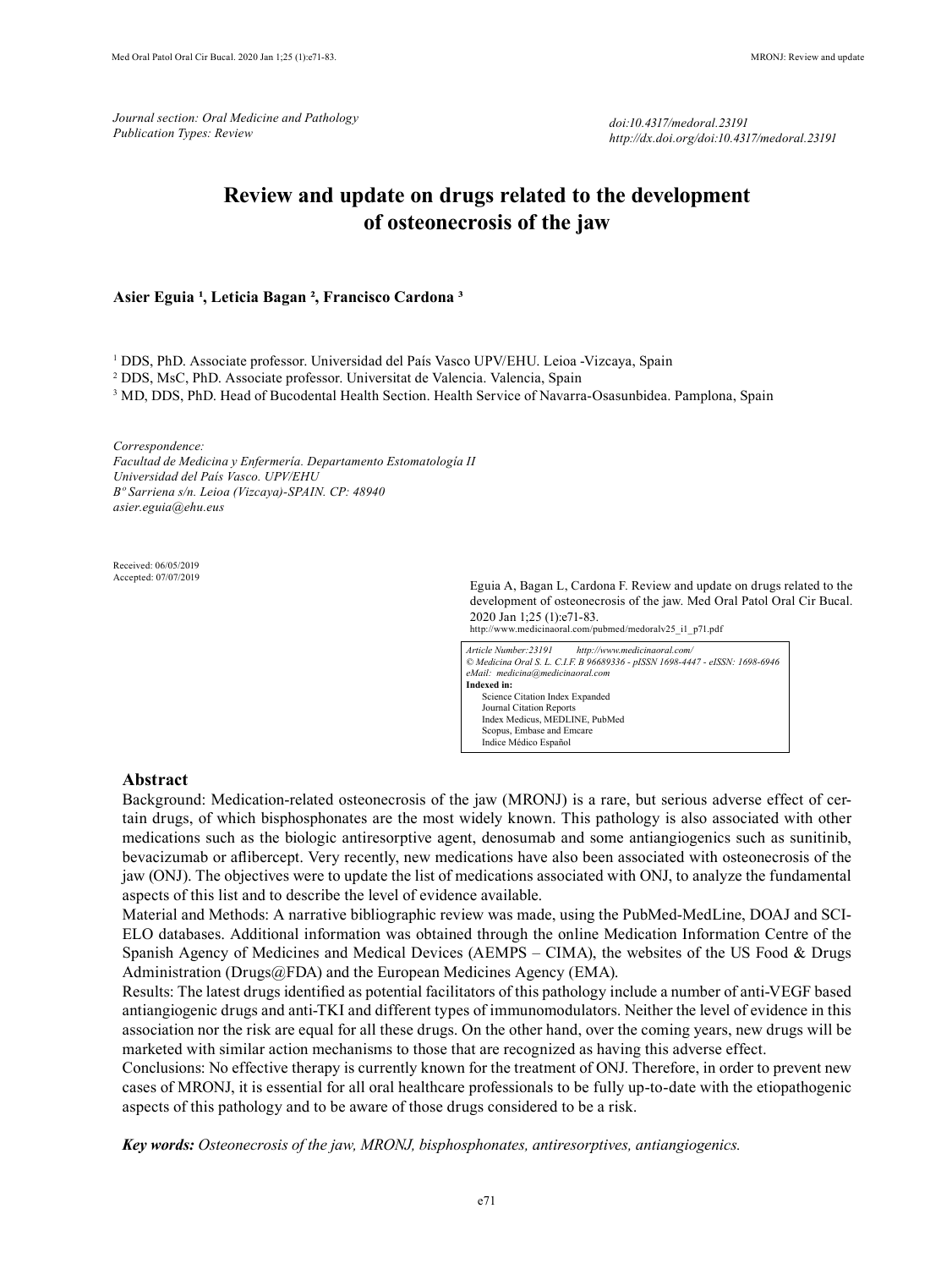*Journal section: Oral Medicine and Pathology*
*Publication Types: Review*

*doi:10.4317/medoral.23191*
*http://dx.doi.org/doi:10.4317/medoral.23191*

# Review and update on drugs related to the development of osteonecrosis of the jaw

**Asier Eguia [1], Leticia Bagan [2], Francisco Cardona [3]**

[1] DDS, PhD. Associate professor. Universidad del País Vasco UPV/EHU. Leioa -Vizcaya, Spain
[2] DDS, MsC, PhD. Associate professor. Universitat de Valencia. Valencia, Spain
[3] MD, DDS, PhD. Head of Bucodental Health Section. Health Service of Navarra-Osasunbidea. Pamplona, Spain

*Correspondence:*
*Facultad de Medicina y Enfermería. Departamento Estomatología II*
*Universidad del País Vasco. UPV/EHU*
*Bº Sarriena s/n. Leioa (Vizcaya)-SPAIN. CP: 48940*
*asier.eguia@ehu.eus*

Received: 06/05/2019
Accepted: 07/07/2019

Eguia A, Bagan L, Cardona F. Review and update on drugs related to the development of osteonecrosis of the jaw. Med Oral Patol Oral Cir Bucal. 2020 Jan 1;25 (1):e71-83.
http://www.medicinaoral.com/pubmed/medoralv25_i1_p71.pdf

*Article Number:23191 http://www.medicinaoral.com/*
*© Medicina Oral S. L. C.I.F. B 96689336 - pISSN 1698-4447 - eISSN: 1698-6946*
*eMail: medicina@medicinaoral.com*
**Indexed in:**
Science Citation Index Expanded
Journal Citation Reports
Index Medicus, MEDLINE, PubMed
Scopus, Embase and Emcare
Indice Médico Español

## Abstract

Background: Medication-related osteonecrosis of the jaw (MRONJ) is a rare, but serious adverse effect of certain drugs, of which bisphosphonates are the most widely known. This pathology is also associated with other medications such as the biologic antiresorptive agent, denosumab and some antiangiogenics such as sunitinib, bevacizumab or aflibercept. Very recently, new medications have also been associated with osteonecrosis of the jaw (ONJ). The objectives were to update the list of medications associated with ONJ, to analyze the fundamental aspects of this list and to describe the level of evidence available.

Material and Methods: A narrative bibliographic review was made, using the PubMed-MedLine, DOAJ and SCIELO databases. Additional information was obtained through the online Medication Information Centre of the Spanish Agency of Medicines and Medical Devices (AEMPS – CIMA), the websites of the US Food & Drugs Administration (Drugs@FDA) and the European Medicines Agency (EMA).

Results: The latest drugs identified as potential facilitators of this pathology include a number of anti-VEGF based antiangiogenic drugs and anti-TKI and different types of immunomodulators. Neither the level of evidence in this association nor the risk are equal for all these drugs. On the other hand, over the coming years, new drugs will be marketed with similar action mechanisms to those that are recognized as having this adverse effect.

Conclusions: No effective therapy is currently known for the treatment of ONJ. Therefore, in order to prevent new cases of MRONJ, it is essential for all oral healthcare professionals to be fully up-to-date with the etiopathogenic aspects of this pathology and to be aware of those drugs considered to be a risk.

***Key words:*** *Osteonecrosis of the jaw, MRONJ, bisphosphonates, antiresorptives, antiangiogenics.*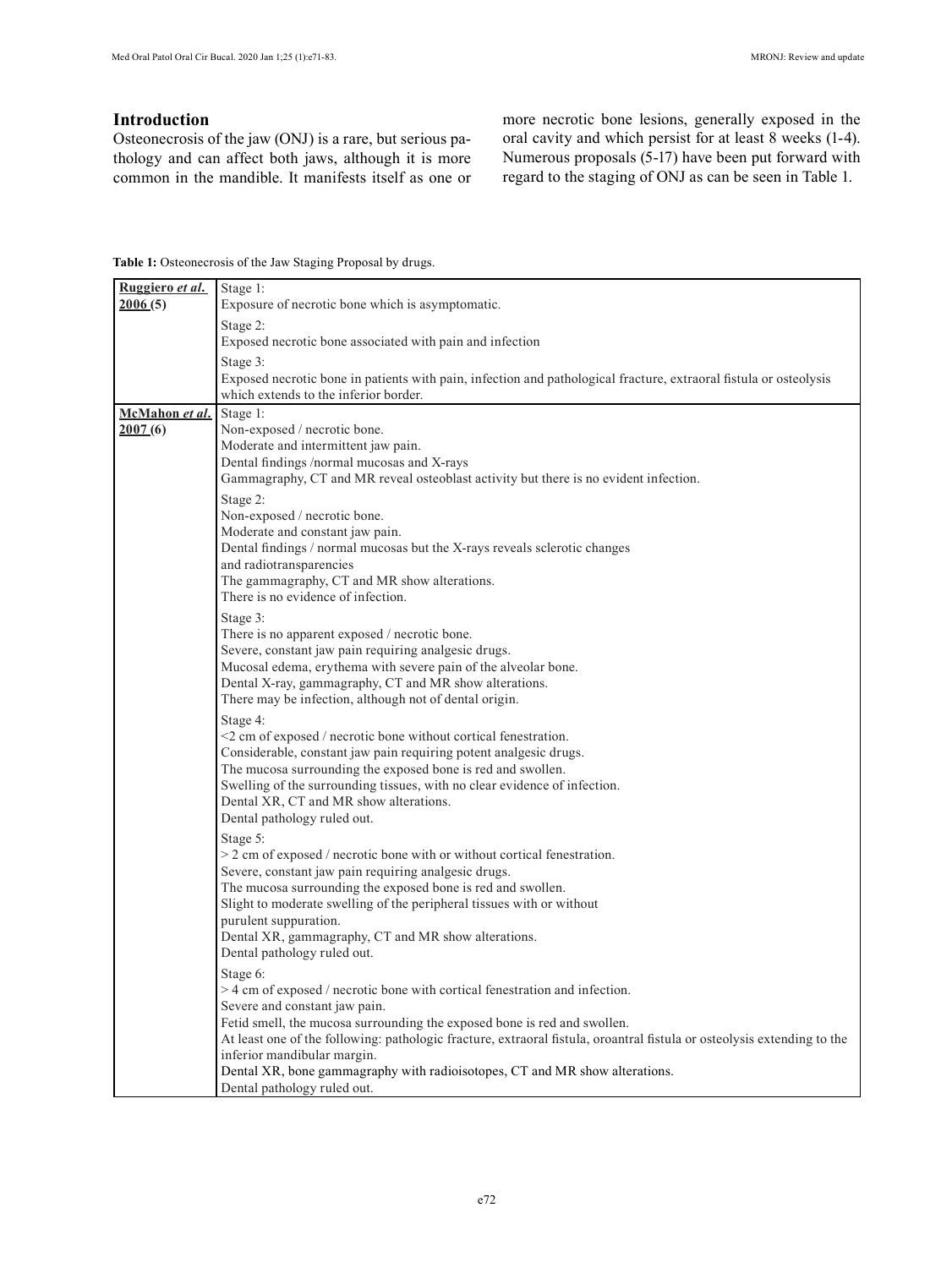## Introduction

Osteonecrosis of the jaw (ONJ) is a rare, but serious pathology and can affect both jaws, although it is more common in the mandible. It manifests itself as one or more necrotic bone lesions, generally exposed in the oral cavity and which persist for at least 8 weeks (1-4). Numerous proposals (5-17) have been put forward with regard to the staging of ONJ as can be seen in Table 1.

**Table 1:** Osteonecrosis of the Jaw Staging Proposal by drugs.

| | |
|---|---|
| **Ruggiero *et al.* 2006 (5)** | Stage 1:<br>Exposure of necrotic bone which is asymptomatic.<br><br>Stage 2:<br>Exposed necrotic bone associated with pain and infection<br><br>Stage 3:<br>Exposed necrotic bone in patients with pain, infection and pathological fracture, extraoral fistula or osteolysis which extends to the inferior border. |
| **McMahon *et al.* 2007 (6)** | Stage 1:<br>Non-exposed / necrotic bone.<br>Moderate and intermittent jaw pain.<br>Dental findings /normal mucosas and X-rays<br>Gammagraphy, CT and MR reveal osteoblast activity but there is no evident infection.<br><br>Stage 2:<br>Non-exposed / necrotic bone.<br>Moderate and constant jaw pain.<br>Dental findings / normal mucosas but the X-rays reveals sclerotic changes and radiotransparencies<br>The gammagraphy, CT and MR show alterations.<br>There is no evidence of infection.<br><br>Stage 3:<br>There is no apparent exposed / necrotic bone.<br>Severe, constant jaw pain requiring analgesic drugs.<br>Mucosal edema, erythema with severe pain of the alveolar bone.<br>Dental X-ray, gammagraphy, CT and MR show alterations.<br>There may be infection, although not of dental origin.<br><br>Stage 4:<br><2 cm of exposed / necrotic bone without cortical fenestration.<br>Considerable, constant jaw pain requiring potent analgesic drugs.<br>The mucosa surrounding the exposed bone is red and swollen.<br>Swelling of the surrounding tissues, with no clear evidence of infection.<br>Dental XR, CT and MR show alterations.<br>Dental pathology ruled out.<br><br>Stage 5:<br>> 2 cm of exposed / necrotic bone with or without cortical fenestration.<br>Severe, constant jaw pain requiring analgesic drugs.<br>The mucosa surrounding the exposed bone is red and swollen.<br>Slight to moderate swelling of the peripheral tissues with or without purulent suppuration.<br>Dental XR, gammagraphy, CT and MR show alterations.<br>Dental pathology ruled out.<br><br>Stage 6:<br>> 4 cm of exposed / necrotic bone with cortical fenestration and infection.<br>Severe and constant jaw pain.<br>Fetid smell, the mucosa surrounding the exposed bone is red and swollen.<br>At least one of the following: pathologic fracture, extraoral fistula, oroantral fistula or osteolysis extending to the inferior mandibular margin.<br>Dental XR, bone gammagraphy with radioisotopes, CT and MR show alterations.<br>Dental pathology ruled out. |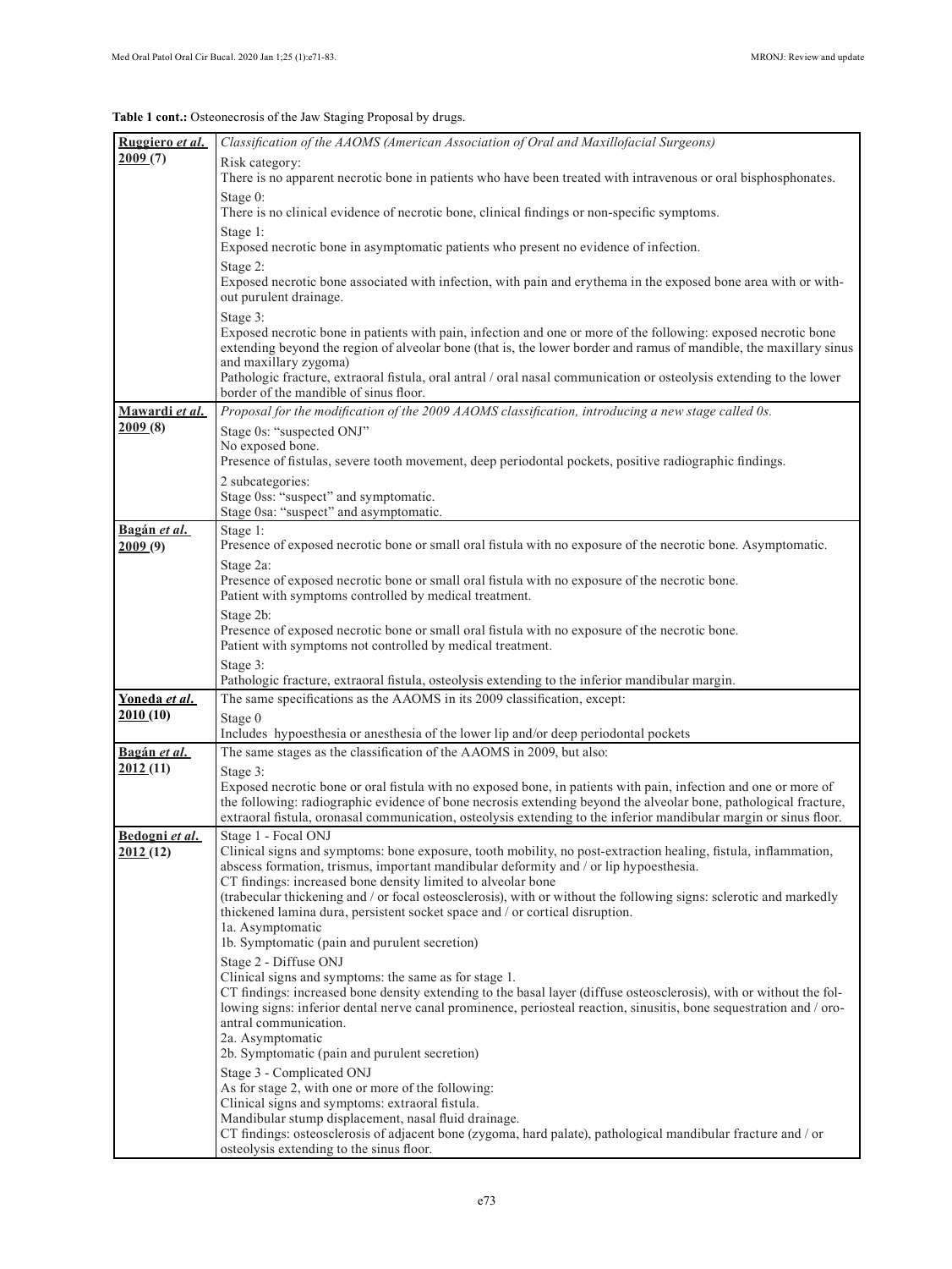**Table 1 cont.:** Osteonecrosis of the Jaw Staging Proposal by drugs.

| | |
|---|---|
| **Ruggiero *et al.* 2009 (7)** | *Classification of the AAOMS (American Association of Oral and Maxillofacial Surgeons)*<br>Risk category:<br>There is no apparent necrotic bone in patients who have been treated with intravenous or oral bisphosphonates.<br>Stage 0:<br>There is no clinical evidence of necrotic bone, clinical findings or non-specific symptoms.<br>Stage 1:<br>Exposed necrotic bone in asymptomatic patients who present no evidence of infection.<br>Stage 2:<br>Exposed necrotic bone associated with infection, with pain and erythema in the exposed bone area with or without purulent drainage.<br>Stage 3:<br>Exposed necrotic bone in patients with pain, infection and one or more of the following: exposed necrotic bone extending beyond the region of alveolar bone (that is, the lower border and ramus of mandible, the maxillary sinus and maxillary zygoma)<br>Pathologic fracture, extraoral fistula, oral antral / oral nasal communication or osteolysis extending to the lower border of the mandible of sinus floor. |
| **Mawardi *et al.* 2009 (8)** | *Proposal for the modification of the 2009 AAOMS classification, introducing a new stage called 0s.*<br>Stage 0s: "suspected ONJ"<br>No exposed bone.<br>Presence of fistulas, severe tooth movement, deep periodontal pockets, positive radiographic findings.<br>2 subcategories:<br>Stage 0ss: "suspect" and symptomatic.<br>Stage 0sa: "suspect" and asymptomatic. |
| **Bagán *et al.* 2009 (9)** | Stage 1:<br>Presence of exposed necrotic bone or small oral fistula with no exposure of the necrotic bone. Asymptomatic.<br>Stage 2a:<br>Presence of exposed necrotic bone or small oral fistula with no exposure of the necrotic bone.<br>Patient with symptoms controlled by medical treatment.<br>Stage 2b:<br>Presence of exposed necrotic bone or small oral fistula with no exposure of the necrotic bone.<br>Patient with symptoms not controlled by medical treatment.<br>Stage 3:<br>Pathologic fracture, extraoral fistula, osteolysis extending to the inferior mandibular margin. |
| **Yoneda *et al.* 2010 (10)** | The same specifications as the AAOMS in its 2009 classification, except:<br>Stage 0<br>Includes hypoesthesia or anesthesia of the lower lip and/or deep periodontal pockets |
| **Bagán *et al.* 2012 (11)** | The same stages as the classification of the AAOMS in 2009, but also:<br>Stage 3:<br>Exposed necrotic bone or oral fistula with no exposed bone, in patients with pain, infection and one or more of the following: radiographic evidence of bone necrosis extending beyond the alveolar bone, pathological fracture, extraoral fistula, oronasal communication, osteolysis extending to the inferior mandibular margin or sinus floor. |
| **Bedogni *et al.* 2012 (12)** | Stage 1 - Focal ONJ<br>Clinical signs and symptoms: bone exposure, tooth mobility, no post-extraction healing, fistula, inflammation, abscess formation, trismus, important mandibular deformity and / or lip hypoesthesia.<br>CT findings: increased bone density limited to alveolar bone<br>(trabecular thickening and / or focal osteosclerosis), with or without the following signs: sclerotic and markedly thickened lamina dura, persistent socket space and / or cortical disruption.<br>1a. Asymptomatic<br>1b. Symptomatic (pain and purulent secretion)<br>Stage 2 - Diffuse ONJ<br>Clinical signs and symptoms: the same as for stage 1.<br>CT findings: increased bone density extending to the basal layer (diffuse osteosclerosis), with or without the following signs: inferior dental nerve canal prominence, periosteal reaction, sinusitis, bone sequestration and / oro-antral communication.<br>2a. Asymptomatic<br>2b. Symptomatic (pain and purulent secretion)<br>Stage 3 - Complicated ONJ<br>As for stage 2, with one or more of the following:<br>Clinical signs and symptoms: extraoral fistula.<br>Mandibular stump displacement, nasal fluid drainage.<br>CT findings: osteosclerosis of adjacent bone (zygoma, hard palate), pathological mandibular fracture and / or osteolysis extending to the sinus floor. |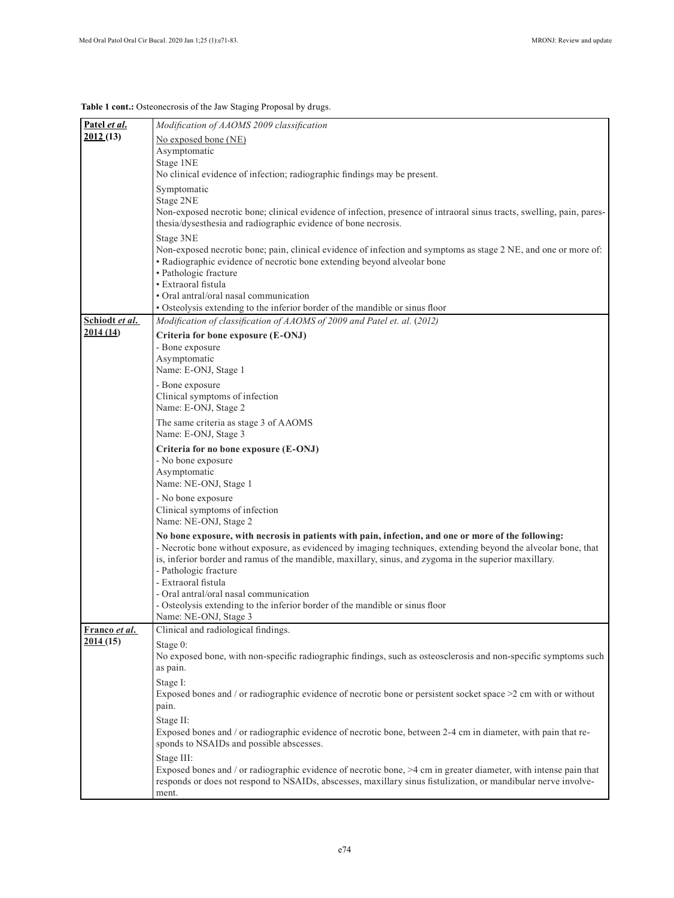**Table 1 cont.:** Osteonecrosis of the Jaw Staging Proposal by drugs.

| | |
|---|---|
| **Patel *et al.* 2012 (13)** | *Modification of AAOMS 2009 classification*<br>No exposed bone (NE)<br>Asymptomatic<br>Stage 1NE<br>No clinical evidence of infection; radiographic findings may be present.<br>Symptomatic<br>Stage 2NE<br>Non-exposed necrotic bone; clinical evidence of infection, presence of intraoral sinus tracts, swelling, pain, paresthesia/dysesthesia and radiographic evidence of bone necrosis.<br>Stage 3NE<br>Non-exposed necrotic bone; pain, clinical evidence of infection and symptoms as stage 2 NE, and one or more of:<br>• Radiographic evidence of necrotic bone extending beyond alveolar bone<br>• Pathologic fracture<br>• Extraoral fistula<br>• Oral antral/oral nasal communication<br>• Osteolysis extending to the inferior border of the mandible or sinus floor |
| **Schiodt *et al.* 2014 (14)** | *Modification of classification of AAOMS of 2009 and Patel et. al. (2012)*<br>**Criteria for bone exposure (E-ONJ)**<br>- Bone exposure<br>Asymptomatic<br>Name: E-ONJ, Stage 1<br>- Bone exposure<br>Clinical symptoms of infection<br>Name: E-ONJ, Stage 2<br>The same criteria as stage 3 of AAOMS<br>Name: E-ONJ, Stage 3<br>**Criteria for no bone exposure (E-ONJ)**<br>- No bone exposure<br>Asymptomatic<br>Name: NE-ONJ, Stage 1<br>- No bone exposure<br>Clinical symptoms of infection<br>Name: NE-ONJ, Stage 2<br>**No bone exposure, with necrosis in patients with pain, infection, and one or more of the following:**<br>- Necrotic bone without exposure, as evidenced by imaging techniques, extending beyond the alveolar bone, that is, inferior border and ramus of the mandible, maxillary, sinus, and zygoma in the superior maxillary.<br>- Pathologic fracture<br>- Extraoral fistula<br>- Oral antral/oral nasal communication<br>- Osteolysis extending to the inferior border of the mandible or sinus floor<br>Name: NE-ONJ, Stage 3 |
| **Franco *et al.* 2014 (15)** | Clinical and radiological findings.<br>Stage 0:<br>No exposed bone, with non-specific radiographic findings, such as osteosclerosis and non-specific symptoms such as pain.<br>Stage I:<br>Exposed bones and / or radiographic evidence of necrotic bone or persistent socket space >2 cm with or without pain.<br>Stage II:<br>Exposed bones and / or radiographic evidence of necrotic bone, between 2-4 cm in diameter, with pain that responds to NSAIDs and possible abscesses.<br>Stage III:<br>Exposed bones and / or radiographic evidence of necrotic bone, >4 cm in greater diameter, with intense pain that responds or does not respond to NSAIDs, abscesses, maxillary sinus fistulization, or mandibular nerve involvement. |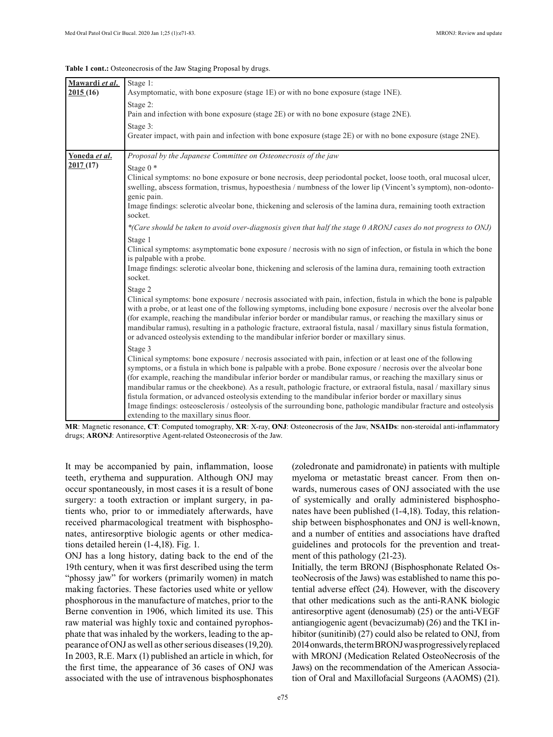**Table 1 cont.:** Osteonecrosis of the Jaw Staging Proposal by drugs.

| | |
|---|---|
| **Mawardi *et al*. 2015 (16)** | Stage 1:<br>Asymptomatic, with bone exposure (stage 1E) or with no bone exposure (stage 1NE).<br>Stage 2:<br>Pain and infection with bone exposure (stage 2E) or with no bone exposure (stage 2NE).<br>Stage 3:<br>Greater impact, with pain and infection with bone exposure (stage 2E) or with no bone exposure (stage 2NE). |
| **Yoneda *et al*. 2017 (17)** | *Proposal by the Japanese Committee on Osteonecrosis of the jaw*<br>Stage 0 *<br>Clinical symptoms: no bone exposure or bone necrosis, deep periodontal pocket, loose tooth, oral mucosal ulcer, swelling, abscess formation, trismus, hypoesthesia / numbness of the lower lip (Vincent's symptom), non-odontogenic pain.<br>Image findings: sclerotic alveolar bone, thickening and sclerosis of the lamina dura, remaining tooth extraction socket.<br>*\*(Care should be taken to avoid over-diagnosis given that half the stage 0 ARONJ cases do not progress to ONJ)*<br>Stage 1<br>Clinical symptoms: asymptomatic bone exposure / necrosis with no sign of infection, or fistula in which the bone is palpable with a probe.<br>Image findings: sclerotic alveolar bone, thickening and sclerosis of the lamina dura, remaining tooth extraction socket.<br>Stage 2<br>Clinical symptoms: bone exposure / necrosis associated with pain, infection, fistula in which the bone is palpable with a probe, or at least one of the following symptoms, including bone exposure / necrosis over the alveolar bone (for example, reaching the mandibular inferior border or mandibular ramus, or reaching the maxillary sinus or mandibular ramus), resulting in a pathologic fracture, extraoral fistula, nasal / maxillary sinus fistula formation, or advanced osteolysis extending to the mandibular inferior border or maxillary sinus.<br>Stage 3<br>Clinical symptoms: bone exposure / necrosis associated with pain, infection or at least one of the following symptoms, or a fistula in which bone is palpable with a probe. Bone exposure / necrosis over the alveolar bone (for example, reaching the mandibular inferior border or mandibular ramus, or reaching the maxillary sinus or mandibular ramus or the cheekbone). As a result, pathologic fracture, or extraoral fistula, nasal / maxillary sinus fistula formation, or advanced osteolysis extending to the mandibular inferior border or maxillary sinus<br>Image findings: osteosclerosis / osteolysis of the surrounding bone, pathologic mandibular fracture and osteolysis extending to the maxillary sinus floor. |

**MR**: Magnetic resonance, **CT**: Computed tomography, **XR**: X-ray, **ONJ**: Osteonecrosis of the Jaw, **NSAIDs**: non-steroidal anti-inflammatory drugs; **ARONJ**: Antiresorptive Agent-related Osteonecrosis of the Jaw.

It may be accompanied by pain, inflammation, loose teeth, erythema and suppuration. Although ONJ may occur spontaneously, in most cases it is a result of bone surgery: a tooth extraction or implant surgery, in patients who, prior to or immediately afterwards, have received pharmacological treatment with bisphosphonates, antiresorptive biologic agents or other medications detailed herein (1-4,18). Fig. 1.

ONJ has a long history, dating back to the end of the 19th century, when it was first described using the term "phossy jaw" for workers (primarily women) in match making factories. These factories used white or yellow phosphorous in the manufacture of matches, prior to the Berne convention in 1906, which limited its use. This raw material was highly toxic and contained pyrophosphate that was inhaled by the workers, leading to the appearance of ONJ as well as other serious diseases (19,20). In 2003, R.E. Marx (1) published an article in which, for the first time, the appearance of 36 cases of ONJ was associated with the use of intravenous bisphosphonates (zoledronate and pamidronate) in patients with multiple myeloma or metastatic breast cancer. From then onwards, numerous cases of ONJ associated with the use of systemically and orally administered bisphosphonates have been published (1-4,18). Today, this relationship between bisphosphonates and ONJ is well-known, and a number of entities and associations have drafted guidelines and protocols for the prevention and treatment of this pathology (21-23).

Initially, the term BRONJ (Bisphosphonate Related OsteoNecrosis of the Jaws) was established to name this potential adverse effect (24). However, with the discovery that other medications such as the anti-RANK biologic antiresorptive agent (denosumab) (25) or the anti-VEGF antiangiogenic agent (bevacizumab) (26) and the TKI inhibitor (sunitinib) (27) could also be related to ONJ, from 2014 onwards, the term BRONJ was progressively replaced with MRONJ (Medication Related OsteoNecrosis of the Jaws) on the recommendation of the American Association of Oral and Maxillofacial Surgeons (AAOMS) (21).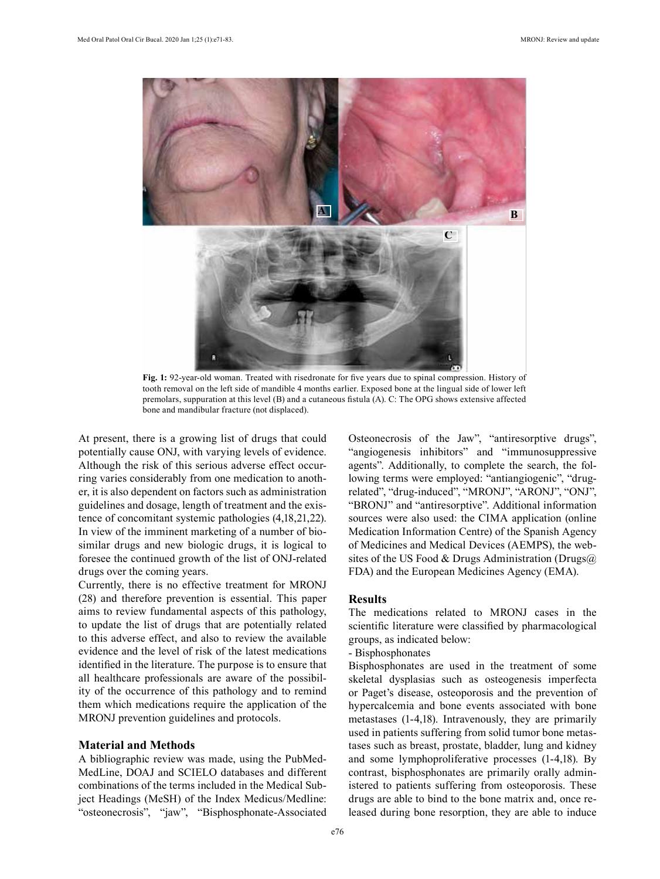**Fig. 1:** 92-year-old woman. Treated with risedronate for five years due to spinal compression. History of tooth removal on the left side of mandible 4 months earlier. Exposed bone at the lingual side of lower left premolars, suppuration at this level (B) and a cutaneous fistula (A). C: The OPG shows extensive affected bone and mandibular fracture (not displaced).

At present, there is a growing list of drugs that could potentially cause ONJ, with varying levels of evidence. Although the risk of this serious adverse effect occurring varies considerably from one medication to another, it is also dependent on factors such as administration guidelines and dosage, length of treatment and the existence of concomitant systemic pathologies (4,18,21,22). In view of the imminent marketing of a number of biosimilar drugs and new biologic drugs, it is logical to foresee the continued growth of the list of ONJ-related drugs over the coming years.

Currently, there is no effective treatment for MRONJ (28) and therefore prevention is essential. This paper aims to review fundamental aspects of this pathology, to update the list of drugs that are potentially related to this adverse effect, and also to review the available evidence and the level of risk of the latest medications identified in the literature. The purpose is to ensure that all healthcare professionals are aware of the possibility of the occurrence of this pathology and to remind them which medications require the application of the MRONJ prevention guidelines and protocols.

## Material and Methods

A bibliographic review was made, using the PubMed-MedLine, DOAJ and SCIELO databases and different combinations of the terms included in the Medical Subject Headings (MeSH) of the Index Medicus/Medline: "osteonecrosis", "jaw", "Bisphosphonate-Associated Osteonecrosis of the Jaw", "antiresorptive drugs", "angiogenesis inhibitors" and "immunosuppressive agents". Additionally, to complete the search, the following terms were employed: "antiangiogenic", "drug-related", "drug-induced", "MRONJ", "ARONJ", "ONJ", "BRONJ" and "antiresorptive". Additional information sources were also used: the CIMA application (online Medication Information Centre) of the Spanish Agency of Medicines and Medical Devices (AEMPS), the websites of the US Food & Drugs Administration (Drugs@FDA) and the European Medicines Agency (EMA).

## Results

The medications related to MRONJ cases in the scientific literature were classified by pharmacological groups, as indicated below:

- Bisphosphonates

Bisphosphonates are used in the treatment of some skeletal dysplasias such as osteogenesis imperfecta or Paget's disease, osteoporosis and the prevention of hypercalcemia and bone events associated with bone metastases (1-4,18). Intravenously, they are primarily used in patients suffering from solid tumor bone metastases such as breast, prostate, bladder, lung and kidney and some lymphoproliferative processes (1-4,18). By contrast, bisphosphonates are primarily orally administered to patients suffering from osteoporosis. These drugs are able to bind to the bone matrix and, once released during bone resorption, they are able to induce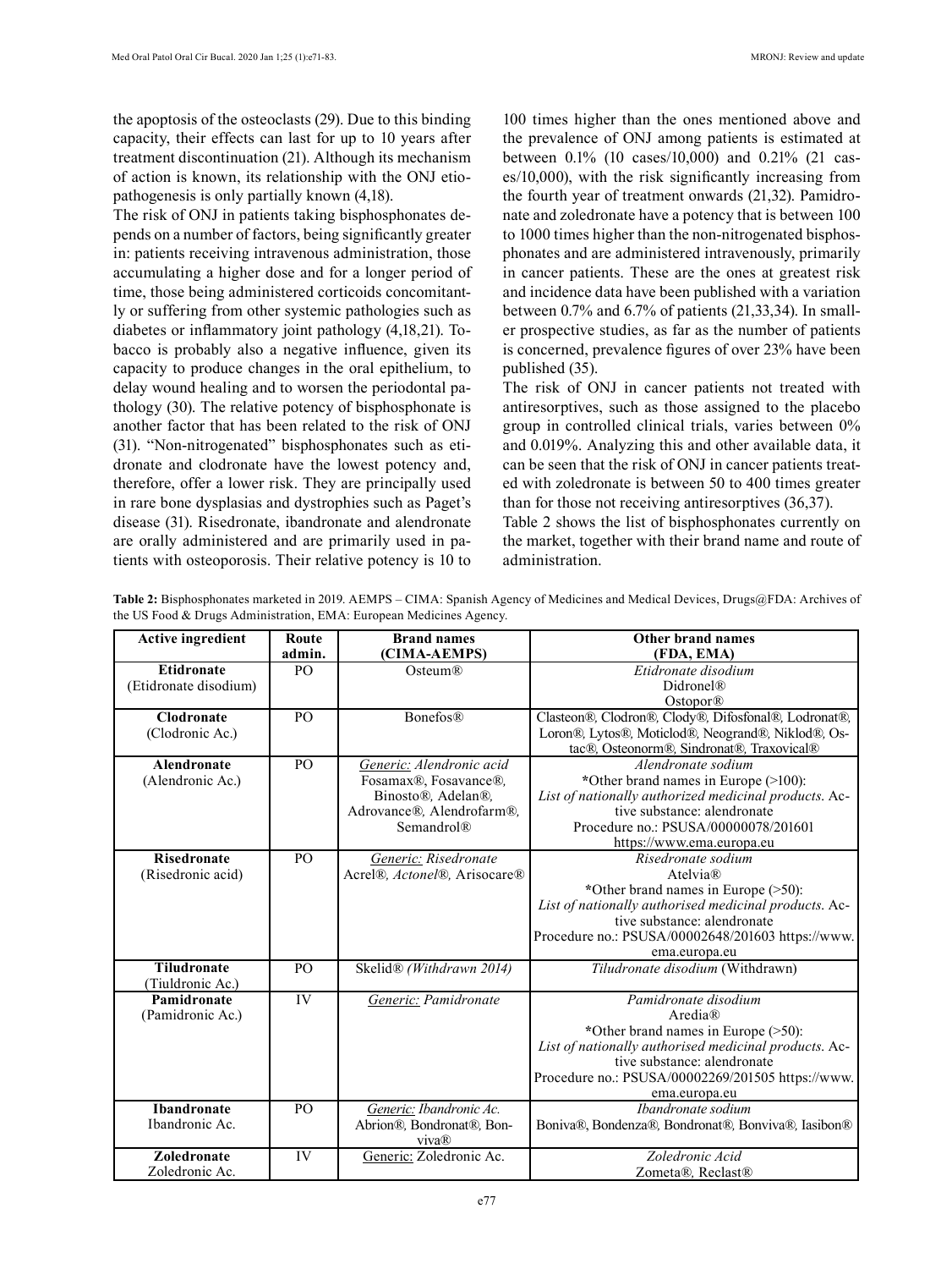the apoptosis of the osteoclasts (29). Due to this binding capacity, their effects can last for up to 10 years after treatment discontinuation (21). Although its mechanism of action is known, its relationship with the ONJ etiopathogenesis is only partially known (4,18).

The risk of ONJ in patients taking bisphosphonates depends on a number of factors, being significantly greater in: patients receiving intravenous administration, those accumulating a higher dose and for a longer period of time, those being administered corticoids concomitantly or suffering from other systemic pathologies such as diabetes or inflammatory joint pathology (4,18,21). Tobacco is probably also a negative influence, given its capacity to produce changes in the oral epithelium, to delay wound healing and to worsen the periodontal pathology (30). The relative potency of bisphosphonate is another factor that has been related to the risk of ONJ (31). "Non-nitrogenated" bisphosphonates such as etidronate and clodronate have the lowest potency and, therefore, offer a lower risk. They are principally used in rare bone dysplasias and dystrophies such as Paget's disease (31). Risedronate, ibandronate and alendronate are orally administered and are primarily used in patients with osteoporosis. Their relative potency is 10 to 100 times higher than the ones mentioned above and the prevalence of ONJ among patients is estimated at between 0.1% (10 cases/10,000) and 0.21% (21 cases/10,000), with the risk significantly increasing from the fourth year of treatment onwards (21,32). Pamidronate and zoledronate have a potency that is between 100 to 1000 times higher than the non-nitrogenated bisphosphonates and are administered intravenously, primarily in cancer patients. These are the ones at greatest risk and incidence data have been published with a variation between 0.7% and 6.7% of patients (21,33,34). In smaller prospective studies, as far as the number of patients is concerned, prevalence figures of over 23% have been published (35).

The risk of ONJ in cancer patients not treated with antiresorptives, such as those assigned to the placebo group in controlled clinical trials, varies between 0% and 0.019%. Analyzing this and other available data, it can be seen that the risk of ONJ in cancer patients treated with zoledronate is between 50 to 400 times greater than for those not receiving antiresorptives (36,37).

Table 2 shows the list of bisphosphonates currently on the market, together with their brand name and route of administration.

**Table 2:** Bisphosphonates marketed in 2019. AEMPS – CIMA: Spanish Agency of Medicines and Medical Devices, Drugs@FDA: Archives of the US Food & Drugs Administration, EMA: European Medicines Agency.

| Active ingredient | Route admin. | Brand names (CIMA-AEMPS) | Other brand names (FDA, EMA) |
|---|---|---|---|
| **Etidronate** (Etidronate disodium) | PO | Osteum® | *Etidronate disodium* Didronel® Ostopor® |
| **Clodronate** (Clodronic Ac.) | PO | Bonefos® | Clasteon®, Clodron®, Clody®, Difosfonal®, Lodronat®, Loron®, Lytos®, Moticlod®, Neogrand®, Niklod®, Ostac®, Osteonorm®, Sindronat®, Traxovical® |
| **Alendronate** (Alendronic Ac.) | PO | *Generic: Alendronic acid* Fosamax®, Fosavance®, Binosto®, Adelan®, Adrovance®, Alendrofarm®, Semandrol® | *Alendronate sodium* *Other brand names in Europe (>100): *List of nationally authorized medicinal products.* Active substance: alendronate Procedure no.: PSUSA/00000078/201601 https://www.ema.europa.eu |
| **Risedronate** (Risedronic acid) | PO | *Generic: Risedronate* Acrel®, *Actonel®*, Arisocare® | *Risedronate sodium* Atelvia® *Other brand names in Europe (>50): *List of nationally authorised medicinal products.* Active substance: alendronate Procedure no.: PSUSA/00002648/201603 https://www.ema.europa.eu |
| **Tiludronate** (Tiuldronic Ac.) | PO | Skelid® *(Withdrawn 2014)* | *Tiludronate disodium* (Withdrawn) |
| **Pamidronate** (Pamidronic Ac.) | IV | *Generic: Pamidronate* | *Pamidronate disodium* Aredia® *Other brand names in Europe (>50): *List of nationally authorised medicinal products.* Active substance: alendronate Procedure no.: PSUSA/00002269/201505 https://www.ema.europa.eu |
| **Ibandronate** Ibandronic Ac. | PO | *Generic: Ibandronic Ac.* Abrion®, Bondronat®, Bonviva® | *Ibandronate sodium* Boniva®, Bondenza®, Bondronat®, Bonviva®, Iasibon® |
| **Zoledronate** Zoledronic Ac. | IV | Generic: Zoledronic Ac. | *Zoledronic Acid* Zometa®, Reclast® |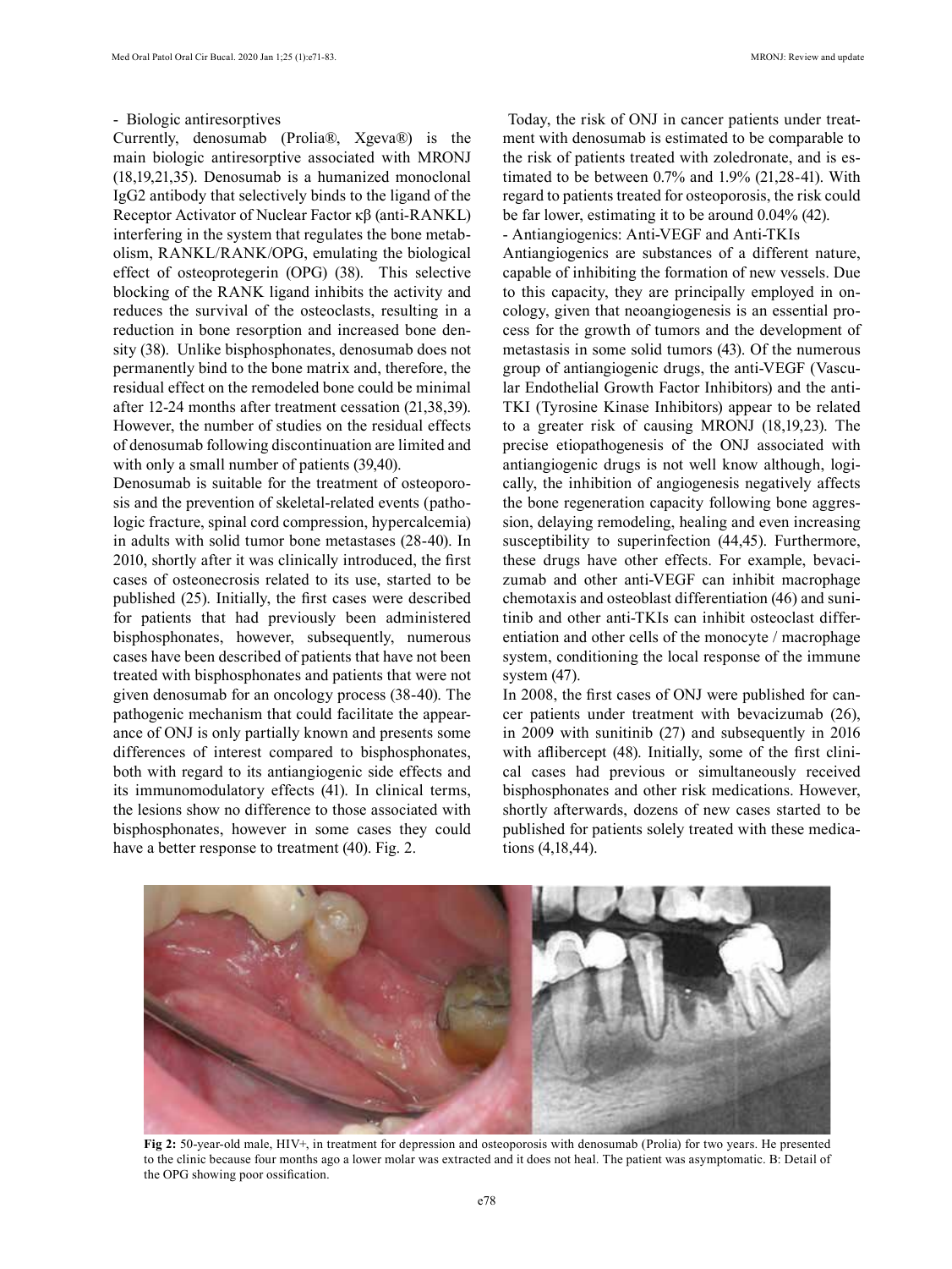- Biologic antiresorptives

Currently, denosumab (Prolia®, Xgeva®) is the main biologic antiresorptive associated with MRONJ (18,19,21,35). Denosumab is a humanized monoclonal IgG2 antibody that selectively binds to the ligand of the Receptor Activator of Nuclear Factor κβ (anti-RANKL) interfering in the system that regulates the bone metabolism, RANKL/RANK/OPG, emulating the biological effect of osteoprotegerin (OPG) (38). This selective blocking of the RANK ligand inhibits the activity and reduces the survival of the osteoclasts, resulting in a reduction in bone resorption and increased bone density (38). Unlike bisphosphonates, denosumab does not permanently bind to the bone matrix and, therefore, the residual effect on the remodeled bone could be minimal after 12-24 months after treatment cessation (21,38,39). However, the number of studies on the residual effects of denosumab following discontinuation are limited and with only a small number of patients (39,40).

Denosumab is suitable for the treatment of osteoporosis and the prevention of skeletal-related events (pathologic fracture, spinal cord compression, hypercalcemia) in adults with solid tumor bone metastases (28-40). In 2010, shortly after it was clinically introduced, the first cases of osteonecrosis related to its use, started to be published (25). Initially, the first cases were described for patients that had previously been administered bisphosphonates, however, subsequently, numerous cases have been described of patients that have not been treated with bisphosphonates and patients that were not given denosumab for an oncology process (38-40). The pathogenic mechanism that could facilitate the appearance of ONJ is only partially known and presents some differences of interest compared to bisphosphonates, both with regard to its antiangiogenic side effects and its immunomodulatory effects (41). In clinical terms, the lesions show no difference to those associated with bisphosphonates, however in some cases they could have a better response to treatment (40). Fig. 2.

Today, the risk of ONJ in cancer patients under treatment with denosumab is estimated to be comparable to the risk of patients treated with zoledronate, and is estimated to be between 0.7% and 1.9% (21,28-41). With regard to patients treated for osteoporosis, the risk could be far lower, estimating it to be around 0.04% (42).

- Antiangiogenics: Anti-VEGF and Anti-TKIs

Antiangiogenics are substances of a different nature, capable of inhibiting the formation of new vessels. Due to this capacity, they are principally employed in oncology, given that neoangiogenesis is an essential process for the growth of tumors and the development of metastasis in some solid tumors (43). Of the numerous group of antiangiogenic drugs, the anti-VEGF (Vascular Endothelial Growth Factor Inhibitors) and the anti-TKI (Tyrosine Kinase Inhibitors) appear to be related to a greater risk of causing MRONJ (18,19,23). The precise etiopathogenesis of the ONJ associated with antiangiogenic drugs is not well know although, logically, the inhibition of angiogenesis negatively affects the bone regeneration capacity following bone aggression, delaying remodeling, healing and even increasing susceptibility to superinfection (44,45). Furthermore, these drugs have other effects. For example, bevacizumab and other anti-VEGF can inhibit macrophage chemotaxis and osteoblast differentiation (46) and sunitinib and other anti-TKIs can inhibit osteoclast differentiation and other cells of the monocyte / macrophage system, conditioning the local response of the immune system (47).

In 2008, the first cases of ONJ were published for cancer patients under treatment with bevacizumab (26), in 2009 with sunitinib (27) and subsequently in 2016 with aflibercept (48). Initially, some of the first clinical cases had previous or simultaneously received bisphosphonates and other risk medications. However, shortly afterwards, dozens of new cases started to be published for patients solely treated with these medications (4,18,44).

**Fig 2:** 50-year-old male, HIV+, in treatment for depression and osteoporosis with denosumab (Prolia) for two years. He presented to the clinic because four months ago a lower molar was extracted and it does not heal. The patient was asymptomatic. B: Detail of the OPG showing poor ossification.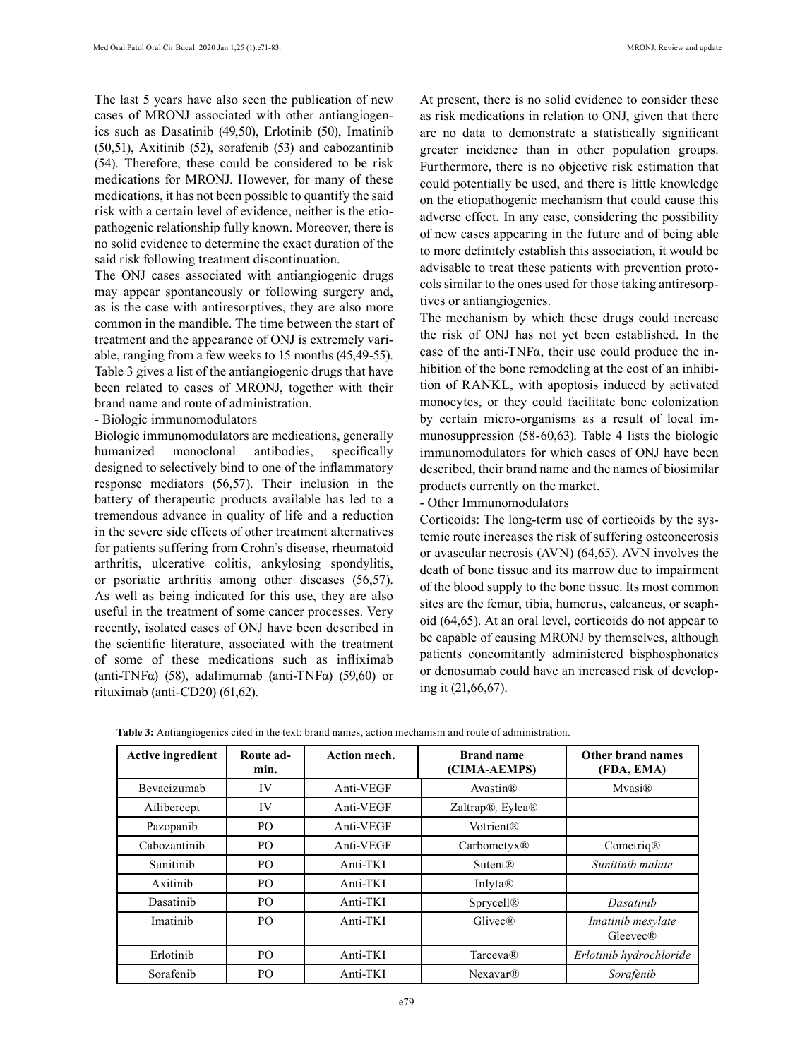The last 5 years have also seen the publication of new cases of MRONJ associated with other antiangiogenics such as Dasatinib (49,50), Erlotinib (50), Imatinib (50,51), Axitinib (52), sorafenib (53) and cabozantinib (54). Therefore, these could be considered to be risk medications for MRONJ. However, for many of these medications, it has not been possible to quantify the said risk with a certain level of evidence, neither is the etiopathogenic relationship fully known. Moreover, there is no solid evidence to determine the exact duration of the said risk following treatment discontinuation.

The ONJ cases associated with antiangiogenic drugs may appear spontaneously or following surgery and, as is the case with antiresorptives, they are also more common in the mandible. The time between the start of treatment and the appearance of ONJ is extremely variable, ranging from a few weeks to 15 months (45,49-55). Table 3 gives a list of the antiangiogenic drugs that have been related to cases of MRONJ, together with their brand name and route of administration.

- Biologic immunomodulators

Biologic immunomodulators are medications, generally humanized monoclonal antibodies, specifically designed to selectively bind to one of the inflammatory response mediators (56,57). Their inclusion in the battery of therapeutic products available has led to a tremendous advance in quality of life and a reduction in the severe side effects of other treatment alternatives for patients suffering from Crohn's disease, rheumatoid arthritis, ulcerative colitis, ankylosing spondylitis, or psoriatic arthritis among other diseases (56,57). As well as being indicated for this use, they are also useful in the treatment of some cancer processes. Very recently, isolated cases of ONJ have been described in the scientific literature, associated with the treatment of some of these medications such as infliximab (anti-TNFα) (58), adalimumab (anti-TNFα) (59,60) or rituximab (anti-CD20) (61,62).

At present, there is no solid evidence to consider these as risk medications in relation to ONJ, given that there are no data to demonstrate a statistically significant greater incidence than in other population groups. Furthermore, there is no objective risk estimation that could potentially be used, and there is little knowledge on the etiopathogenic mechanism that could cause this adverse effect. In any case, considering the possibility of new cases appearing in the future and of being able to more definitely establish this association, it would be advisable to treat these patients with prevention protocols similar to the ones used for those taking antiresorptives or antiangiogenics.

The mechanism by which these drugs could increase the risk of ONJ has not yet been established. In the case of the anti-TNFα, their use could produce the inhibition of the bone remodeling at the cost of an inhibition of RANKL, with apoptosis induced by activated monocytes, or they could facilitate bone colonization by certain micro-organisms as a result of local immunosuppression (58-60,63). Table 4 lists the biologic immunomodulators for which cases of ONJ have been described, their brand name and the names of biosimilar products currently on the market.

- Other Immunomodulators

Corticoids: The long-term use of corticoids by the systemic route increases the risk of suffering osteonecrosis or avascular necrosis (AVN) (64,65). AVN involves the death of bone tissue and its marrow due to impairment of the blood supply to the bone tissue. Its most common sites are the femur, tibia, humerus, calcaneus, or scaphoid (64,65). At an oral level, corticoids do not appear to be capable of causing MRONJ by themselves, although patients concomitantly administered bisphosphonates or denosumab could have an increased risk of developing it (21,66,67).

**Table 3:** Antiangiogenics cited in the text: brand names, action mechanism and route of administration.

| Active ingredient | Route admin. | Action mech. | Brand name (CIMA-AEMPS) | Other brand names (FDA, EMA) |
|---|---|---|---|---|
| Bevacizumab | IV | Anti-VEGF | Avastin® | Mvasi® |
| Aflibercept | IV | Anti-VEGF | Zaltrap®, Eylea® | |
| Pazopanib | PO | Anti-VEGF | Votrient® | |
| Cabozantinib | PO | Anti-VEGF | Carbometyx® | Cometriq® |
| Sunitinib | PO | Anti-TKI | Sutent® | *Sunitinib malate* |
| Axitinib | PO | Anti-TKI | Inlyta® | |
| Dasatinib | PO | Anti-TKI | Sprycell® | *Dasatinib* |
| Imatinib | PO | Anti-TKI | Glivec® | *Imatinib mesylate* Gleevec® |
| Erlotinib | PO | Anti-TKI | Tarceva® | *Erlotinib hydrochloride* |
| Sorafenib | PO | Anti-TKI | Nexavar® | *Sorafenib* |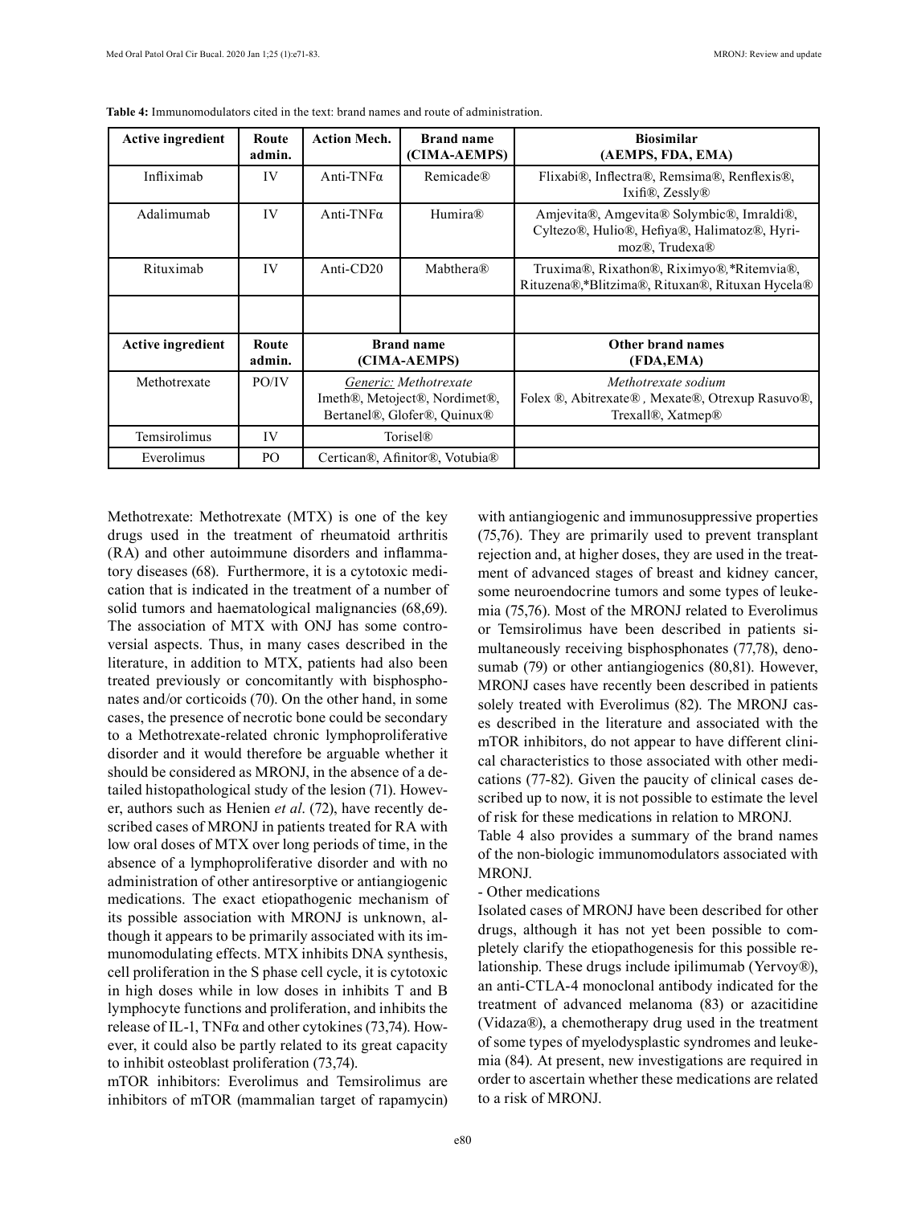**Table 4:** Immunomodulators cited in the text: brand names and route of administration.

| Active ingredient | Route admin. | Action Mech. | Brand name (CIMA-AEMPS) | Biosimilar (AEMPS, FDA, EMA) |
|---|---|---|---|---|
| Infliximab | IV | Anti-TNFα | Remicade® | Flixabi®, Inflectra®, Remsima®, Renflexis®, Ixifi®, Zessly® |
| Adalimumab | IV | Anti-TNFα | Humira® | Amjevita®, Amgevita® Solymbic®, Imraldi®, Cyltezo®, Hulio®, Hefiya®, Halimatoz®, Hyrimoz®, Trudexa® |
| Rituximab | IV | Anti-CD20 | Mabthera® | Truxima®, Rixathon®, Riximyo®,*Ritemvia®, Rituzena®,*Blitzima®, Rituxan®, Rituxan Hycela® |
| | | | | |
| **Active ingredient** | **Route admin.** | **Brand name (CIMA-AEMPS)** | | **Other brand names (FDA,EMA)** |
| Methotrexate | PO/IV | *Generic:* *Methotrexate* Imeth®, Metoject®, Nordimet®, Bertanel®, Glofer®, Quinux® | | *Methotrexate sodium* Folex ®, Abitrexate® , Mexate®, Otrexup Rasuvo®, Trexall®, Xatmep® |
| Temsirolimus | IV | Torisel® | | |
| Everolimus | PO | Certican®, Afinitor®, Votubia® | | |

Methotrexate: Methotrexate (MTX) is one of the key drugs used in the treatment of rheumatoid arthritis (RA) and other autoimmune disorders and inflammatory diseases (68). Furthermore, it is a cytotoxic medication that is indicated in the treatment of a number of solid tumors and haematological malignancies (68,69). The association of MTX with ONJ has some controversial aspects. Thus, in many cases described in the literature, in addition to MTX, patients had also been treated previously or concomitantly with bisphosphonates and/or corticoids (70). On the other hand, in some cases, the presence of necrotic bone could be secondary to a Methotrexate-related chronic lymphoproliferative disorder and it would therefore be arguable whether it should be considered as MRONJ, in the absence of a detailed histopathological study of the lesion (71). However, authors such as Henien *et al*. (72), have recently described cases of MRONJ in patients treated for RA with low oral doses of MTX over long periods of time, in the absence of a lymphoproliferative disorder and with no administration of other antiresorptive or antiangiogenic medications. The exact etiopathogenic mechanism of its possible association with MRONJ is unknown, although it appears to be primarily associated with its immunomodulating effects. MTX inhibits DNA synthesis, cell proliferation in the S phase cell cycle, it is cytotoxic in high doses while in low doses in inhibits T and B lymphocyte functions and proliferation, and inhibits the release of IL-1, TNFα and other cytokines (73,74). However, it could also be partly related to its great capacity to inhibit osteoblast proliferation (73,74).

mTOR inhibitors: Everolimus and Temsirolimus are inhibitors of mTOR (mammalian target of rapamycin) with antiangiogenic and immunosuppressive properties (75,76). They are primarily used to prevent transplant rejection and, at higher doses, they are used in the treatment of advanced stages of breast and kidney cancer, some neuroendocrine tumors and some types of leukemia (75,76). Most of the MRONJ related to Everolimus or Temsirolimus have been described in patients simultaneously receiving bisphosphonates (77,78), denosumab (79) or other antiangiogenics (80,81). However, MRONJ cases have recently been described in patients solely treated with Everolimus (82). The MRONJ cases described in the literature and associated with the mTOR inhibitors, do not appear to have different clinical characteristics to those associated with other medications (77-82). Given the paucity of clinical cases described up to now, it is not possible to estimate the level of risk for these medications in relation to MRONJ.

Table 4 also provides a summary of the brand names of the non-biologic immunomodulators associated with MRONJ.

- Other medications

Isolated cases of MRONJ have been described for other drugs, although it has not yet been possible to completely clarify the etiopathogenesis for this possible relationship. These drugs include ipilimumab (Yervoy®), an anti-CTLA-4 monoclonal antibody indicated for the treatment of advanced melanoma (83) or azacitidine (Vidaza®), a chemotherapy drug used in the treatment of some types of myelodysplastic syndromes and leukemia (84). At present, new investigations are required in order to ascertain whether these medications are related to a risk of MRONJ.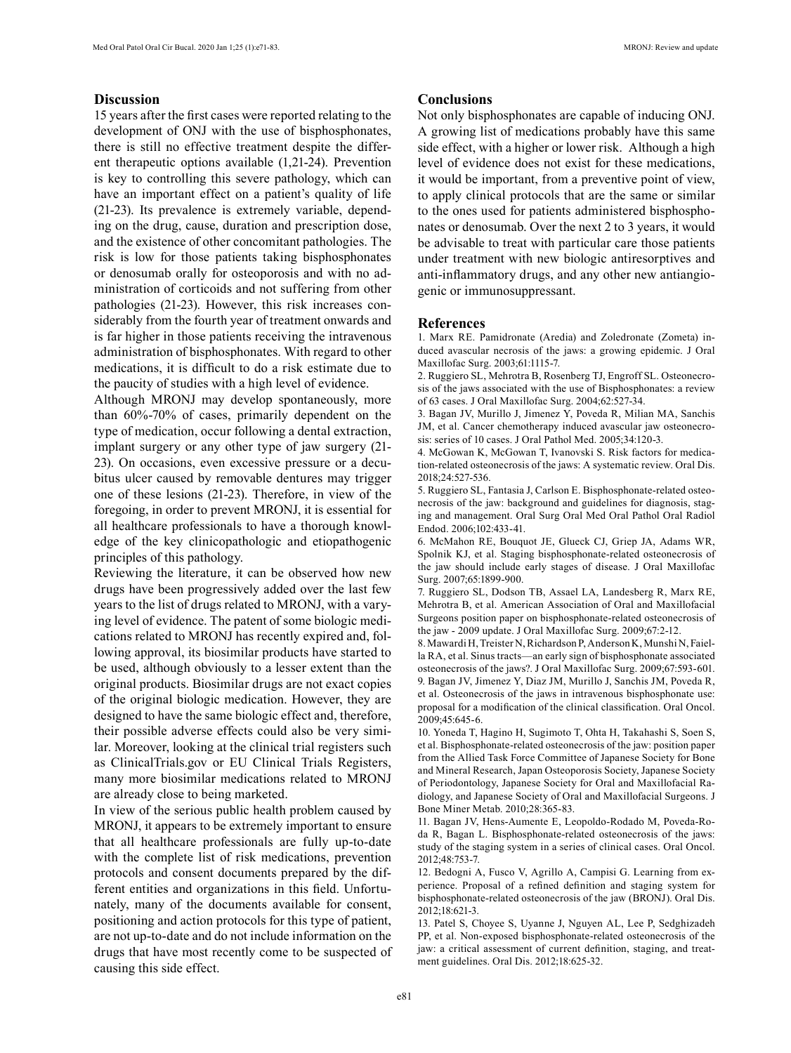## Discussion

15 years after the first cases were reported relating to the development of ONJ with the use of bisphosphonates, there is still no effective treatment despite the different therapeutic options available (1,21-24). Prevention is key to controlling this severe pathology, which can have an important effect on a patient's quality of life (21-23). Its prevalence is extremely variable, depending on the drug, cause, duration and prescription dose, and the existence of other concomitant pathologies. The risk is low for those patients taking bisphosphonates or denosumab orally for osteoporosis and with no administration of corticoids and not suffering from other pathologies (21-23). However, this risk increases considerably from the fourth year of treatment onwards and is far higher in those patients receiving the intravenous administration of bisphosphonates. With regard to other medications, it is difficult to do a risk estimate due to the paucity of studies with a high level of evidence.

Although MRONJ may develop spontaneously, more than 60%-70% of cases, primarily dependent on the type of medication, occur following a dental extraction, implant surgery or any other type of jaw surgery (21-23). On occasions, even excessive pressure or a decubitus ulcer caused by removable dentures may trigger one of these lesions (21-23). Therefore, in view of the foregoing, in order to prevent MRONJ, it is essential for all healthcare professionals to have a thorough knowledge of the key clinicopathologic and etiopathogenic principles of this pathology.

Reviewing the literature, it can be observed how new drugs have been progressively added over the last few years to the list of drugs related to MRONJ, with a varying level of evidence. The patent of some biologic medications related to MRONJ has recently expired and, following approval, its biosimilar products have started to be used, although obviously to a lesser extent than the original products. Biosimilar drugs are not exact copies of the original biologic medication. However, they are designed to have the same biologic effect and, therefore, their possible adverse effects could also be very similar. Moreover, looking at the clinical trial registers such as ClinicalTrials.gov or EU Clinical Trials Registers, many more biosimilar medications related to MRONJ are already close to being marketed.

In view of the serious public health problem caused by MRONJ, it appears to be extremely important to ensure that all healthcare professionals are fully up-to-date with the complete list of risk medications, prevention protocols and consent documents prepared by the different entities and organizations in this field. Unfortunately, many of the documents available for consent, positioning and action protocols for this type of patient, are not up-to-date and do not include information on the drugs that have most recently come to be suspected of causing this side effect.

## Conclusions

Not only bisphosphonates are capable of inducing ONJ. A growing list of medications probably have this same side effect, with a higher or lower risk. Although a high level of evidence does not exist for these medications, it would be important, from a preventive point of view, to apply clinical protocols that are the same or similar to the ones used for patients administered bisphosphonates or denosumab. Over the next 2 to 3 years, it would be advisable to treat with particular care those patients under treatment with new biologic antiresorptives and anti-inflammatory drugs, and any other new antiangiogenic or immunosuppressant.

## References

1. Marx RE. Pamidronate (Aredia) and Zoledronate (Zometa) induced avascular necrosis of the jaws: a growing epidemic. J Oral Maxillofac Surg. 2003;61:1115-7.
2. Ruggiero SL, Mehrotra B, Rosenberg TJ, Engroff SL. Osteonecrosis of the jaws associated with the use of Bisphosphonates: a review of 63 cases. J Oral Maxillofac Surg. 2004;62:527-34.
3. Bagan JV, Murillo J, Jimenez Y, Poveda R, Milian MA, Sanchis JM, et al. Cancer chemotherapy induced avascular jaw osteonecrosis: series of 10 cases. J Oral Pathol Med. 2005;34:120-3.
4. McGowan K, McGowan T, Ivanovski S. Risk factors for medication-related osteonecrosis of the jaws: A systematic review. Oral Dis. 2018;24:527-536.
5. Ruggiero SL, Fantasia J, Carlson E. Bisphosphonate-related osteonecrosis of the jaw: background and guidelines for diagnosis, staging and management. Oral Surg Oral Med Oral Pathol Oral Radiol Endod. 2006;102:433-41.
6. McMahon RE, Bouquot JE, Glueck CJ, Griep JA, Adams WR, Spolnik KJ, et al. Staging bisphosphonate-related osteonecrosis of the jaw should include early stages of disease. J Oral Maxillofac Surg. 2007;65:1899-900.
7. Ruggiero SL, Dodson TB, Assael LA, Landesberg R, Marx RE, Mehrotra B, et al. American Association of Oral and Maxillofacial Surgeons position paper on bisphosphonate-related osteonecrosis of the jaw - 2009 update. J Oral Maxillofac Surg. 2009;67:2-12.
8. Mawardi H, Treister N, Richardson P, Anderson K, Munshi N, Faiella RA, et al. Sinus tracts—an early sign of bisphosphonate associated osteonecrosis of the jaws?. J Oral Maxillofac Surg. 2009;67:593-601.
9. Bagan JV, Jimenez Y, Diaz JM, Murillo J, Sanchis JM, Poveda R, et al. Osteonecrosis of the jaws in intravenous bisphosphonate use: proposal for a modification of the clinical classification. Oral Oncol. 2009;45:645-6.
10. Yoneda T, Hagino H, Sugimoto T, Ohta H, Takahashi S, Soen S, et al. Bisphosphonate-related osteonecrosis of the jaw: position paper from the Allied Task Force Committee of Japanese Society for Bone and Mineral Research, Japan Osteoporosis Society, Japanese Society of Periodontology, Japanese Society for Oral and Maxillofacial Radiology, and Japanese Society of Oral and Maxillofacial Surgeons. J Bone Miner Metab. 2010;28:365-83.
11. Bagan JV, Hens-Aumente E, Leopoldo-Rodado M, Poveda-Roda R, Bagan L. Bisphosphonate-related osteonecrosis of the jaws: study of the staging system in a series of clinical cases. Oral Oncol. 2012;48:753-7.
12. Bedogni A, Fusco V, Agrillo A, Campisi G. Learning from experience. Proposal of a refined definition and staging system for bisphosphonate-related osteonecrosis of the jaw (BRONJ). Oral Dis. 2012;18:621-3.
13. Patel S, Choyee S, Uyanne J, Nguyen AL, Lee P, Sedghizadeh PP, et al. Non-exposed bisphosphonate-related osteonecrosis of the jaw: a critical assessment of current definition, staging, and treatment guidelines. Oral Dis. 2012;18:625-32.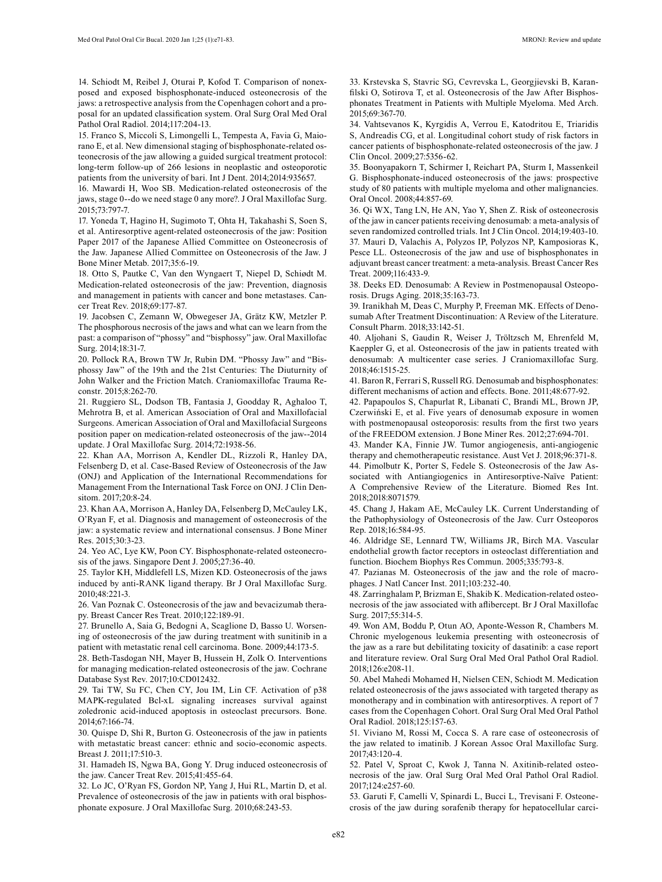14. Schiodt M, Reibel J, Oturai P, Kofod T. Comparison of nonexposed and exposed bisphosphonate-induced osteonecrosis of the jaws: a retrospective analysis from the Copenhagen cohort and a proposal for an updated classification system. Oral Surg Oral Med Oral Pathol Oral Radiol. 2014;117:204-13.

15. Franco S, Miccoli S, Limongelli L, Tempesta A, Favia G, Maiorano E, et al. New dimensional staging of bisphosphonate-related osteonecrosis of the jaw allowing a guided surgical treatment protocol: long-term follow-up of 266 lesions in neoplastic and osteoporotic patients from the university of bari. Int J Dent. 2014;2014:935657.

16. Mawardi H, Woo SB. Medication-related osteonecrosis of the jaws, stage 0--do we need stage 0 any more?. J Oral Maxillofac Surg. 2015;73:797-7.

17. Yoneda T, Hagino H, Sugimoto T, Ohta H, Takahashi S, Soen S, et al. Antiresorptive agent-related osteonecrosis of the jaw: Position Paper 2017 of the Japanese Allied Committee on Osteonecrosis of the Jaw. Japanese Allied Committee on Osteonecrosis of the Jaw. J Bone Miner Metab. 2017;35:6-19.

18. Otto S, Pautke C, Van den Wyngaert T, Niepel D, Schiødt M. Medication-related osteonecrosis of the jaw: Prevention, diagnosis and management in patients with cancer and bone metastases. Cancer Treat Rev. 2018;69:177-87.

19. Jacobsen C, Zemann W, Obwegeser JA, Grätz KW, Metzler P. The phosphorous necrosis of the jaws and what can we learn from the past: a comparison of "phossy" and "bisphossy" jaw. Oral Maxillofac Surg. 2014;18:31-7.

20. Pollock RA, Brown TW Jr, Rubin DM. "Phossy Jaw" and "Bisphossy Jaw" of the 19th and the 21st Centuries: The Diuturnity of John Walker and the Friction Match. Craniomaxillofac Trauma Reconstr. 2015;8:262-70.

21. Ruggiero SL, Dodson TB, Fantasia J, Goodday R, Aghaloo T, Mehrotra B, et al. American Association of Oral and Maxillofacial Surgeons. American Association of Oral and Maxillofacial Surgeons position paper on medication-related osteonecrosis of the jaw--2014 update. J Oral Maxillofac Surg. 2014;72:1938-56.

22. Khan AA, Morrison A, Kendler DL, Rizzoli R, Hanley DA, Felsenberg D, et al. Case-Based Review of Osteonecrosis of the Jaw (ONJ) and Application of the International Recommendations for Management From the International Task Force on ONJ. J Clin Densitom. 2017;20:8-24.

23. Khan AA, Morrison A, Hanley DA, Felsenberg D, McCauley LK, O'Ryan F, et al. Diagnosis and management of osteonecrosis of the jaw: a systematic review and international consensus. J Bone Miner Res. 2015;30:3-23.

24. Yeo AC, Lye KW, Poon CY. Bisphosphonate-related osteonecrosis of the jaws. Singapore Dent J. 2005;27:36-40.

25. Taylor KH, Middlefell LS, Mizen KD. Osteonecrosis of the jaws induced by anti-RANK ligand therapy. Br J Oral Maxillofac Surg. 2010;48:221-3.

26. Van Poznak C. Osteonecrosis of the jaw and bevacizumab therapy. Breast Cancer Res Treat. 2010;122:189-91.

27. Brunello A, Saia G, Bedogni A, Scaglione D, Basso U. Worsening of osteonecrosis of the jaw during treatment with sunitinib in a patient with metastatic renal cell carcinoma. Bone. 2009;44:173-5.

28. Beth-Tasdogan NH, Mayer B, Hussein H, Zolk O. Interventions for managing medication-related osteonecrosis of the jaw. Cochrane Database Syst Rev. 2017;10:CD012432.

29. Tai TW, Su FC, Chen CY, Jou IM, Lin CF. Activation of p38 MAPK-regulated Bcl-xL signaling increases survival against zoledronic acid-induced apoptosis in osteoclast precursors. Bone. 2014;67:166-74.

30. Quispe D, Shi R, Burton G. Osteonecrosis of the jaw in patients with metastatic breast cancer: ethnic and socio-economic aspects. Breast J. 2011;17:510-3.

31. Hamadeh IS, Ngwa BA, Gong Y. Drug induced osteonecrosis of the jaw. Cancer Treat Rev. 2015;41:455-64.

32. Lo JC, O'Ryan FS, Gordon NP, Yang J, Hui RL, Martin D, et al. Prevalence of osteonecrosis of the jaw in patients with oral bisphosphonate exposure. J Oral Maxillofac Surg. 2010;68:243-53.

33. Krstevska S, Stavric SG, Cevrevska L, Georgjievski B, Karanfilski O, Sotirova T, et al. Osteonecrosis of the Jaw After Bisphosphonates Treatment in Patients with Multiple Myeloma. Med Arch. 2015;69:367-70.

34. Vahtsevanos K, Kyrgidis A, Verrou E, Katodritou E, Triaridis S, Andreadis CG, et al. Longitudinal cohort study of risk factors in cancer patients of bisphosphonate-related osteonecrosis of the jaw. J Clin Oncol. 2009;27:5356-62.

35. Boonyapakorn T, Schirmer I, Reichart PA, Sturm I, Massenkeil G. Bisphosphonate-induced osteonecrosis of the jaws: prospective study of 80 patients with multiple myeloma and other malignancies. Oral Oncol. 2008;44:857-69.

36. Qi WX, Tang LN, He AN, Yao Y, Shen Z. Risk of osteonecrosis of the jaw in cancer patients receiving denosumab: a meta-analysis of seven randomized controlled trials. Int J Clin Oncol. 2014;19:403-10.

37. Mauri D, Valachis A, Polyzos IP, Polyzos NP, Kamposioras K, Pesce LL. Osteonecrosis of the jaw and use of bisphosphonates in adjuvant breast cancer treatment: a meta-analysis. Breast Cancer Res Treat. 2009;116:433-9.

38. Deeks ED. Denosumab: A Review in Postmenopausal Osteoporosis. Drugs Aging. 2018;35:163-73.

39. Iranikhah M, Deas C, Murphy P, Freeman MK. Effects of Denosumab After Treatment Discontinuation: A Review of the Literature. Consult Pharm. 2018;33:142-51.

40. Aljohani S, Gaudin R, Weiser J, Tröltzsch M, Ehrenfeld M, Kaeppler G, et al. Osteonecrosis of the jaw in patients treated with denosumab: A multicenter case series. J Craniomaxillofac Surg. 2018;46:1515-25.

41. Baron R, Ferrari S, Russell RG. Denosumab and bisphosphonates: different mechanisms of action and effects. Bone. 2011;48:677-92.

42. Papapoulos S, Chapurlat R, Libanati C, Brandi ML, Brown JP, Czerwiński E, et al. Five years of denosumab exposure in women with postmenopausal osteoporosis: results from the first two years of the FREEDOM extension. J Bone Miner Res. 2012;27:694-701.

43. Mander KA, Finnie JW. Tumor angiogenesis, anti-angiogenic therapy and chemotherapeutic resistance. Aust Vet J. 2018;96:371-8.

44. Pimolbutr K, Porter S, Fedele S. Osteonecrosis of the Jaw Associated with Antiangiogenics in Antiresorptive-Naïve Patient: A Comprehensive Review of the Literature. Biomed Res Int. 2018;2018:8071579.

45. Chang J, Hakam AE, McCauley LK. Current Understanding of the Pathophysiology of Osteonecrosis of the Jaw. Curr Osteoporos Rep. 2018;16:584-95.

46. Aldridge SE, Lennard TW, Williams JR, Birch MA. Vascular endothelial growth factor receptors in osteoclast differentiation and function. Biochem Biophys Res Commun. 2005;335:793-8.

47. Pazianas M. Osteonecrosis of the jaw and the role of macrophages. J Natl Cancer Inst. 2011;103:232-40.

48. Zarringhalam P, Brizman E, Shakib K. Medication-related osteonecrosis of the jaw associated with aflibercept. Br J Oral Maxillofac Surg. 2017;55:314-5.

49. Won AM, Boddu P, Otun AO, Aponte-Wesson R, Chambers M. Chronic myelogenous leukemia presenting with osteonecrosis of the jaw as a rare but debilitating toxicity of dasatinib: a case report and literature review. Oral Surg Oral Med Oral Pathol Oral Radiol. 2018;126:e208-11.

50. Abel Mahedi Mohamed H, Nielsen CEN, Schiodt M. Medication related osteonecrosis of the jaws associated with targeted therapy as monotherapy and in combination with antiresorptives. A report of 7 cases from the Copenhagen Cohort. Oral Surg Oral Med Oral Pathol Oral Radiol. 2018;125:157-63.

51. Viviano M, Rossi M, Cocca S. A rare case of osteonecrosis of the jaw related to imatinib. J Korean Assoc Oral Maxillofac Surg. 2017;43:120-4.

52. Patel V, Sproat C, Kwok J, Tanna N. Axitinib-related osteonecrosis of the jaw. Oral Surg Oral Med Oral Pathol Oral Radiol. 2017;124:e257-60.

53. Garuti F, Camelli V, Spinardi L, Bucci L, Trevisani F. Osteonecrosis of the jaw during sorafenib therapy for hepatocellular carci-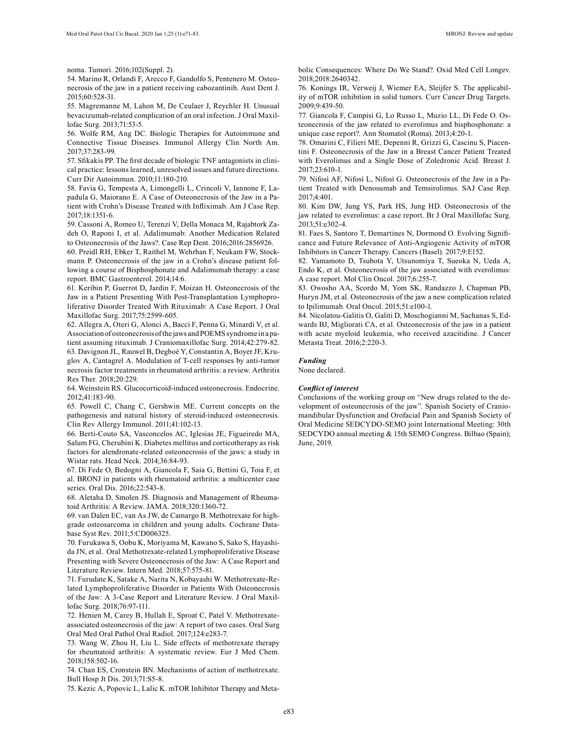noma. Tumori. 2016;102(Suppl. 2).

54. Marino R, Orlandi F, Arecco F, Gandolfo S, Pentenero M. Osteonecrosis of the jaw in a patient receiving cabozantinib. Aust Dent J. 2015;60:528-31.

55. Magremanne M, Lahon M, De Ceulaer J, Reychler H. Unusual bevacizumab-related complication of an oral infection. J Oral Maxillofac Surg. 2013;71:53-5.

56. Wolfe RM, Ang DC. Biologic Therapies for Autoimmune and Connective Tissue Diseases. Immunol Allergy Clin North Am. 2017;37:283-99.

57. Sfikakis PP. The first decade of biologic TNF antagonists in clinical practice: lessons learned, unresolved issues and future directions. Curr Dir Autoimmun. 2010;11:180-210.

58. Favia G, Tempesta A, Limongelli L, Crincoli V, Iannone F, Lapadula G, Maiorano E. A Case of Osteonecrosis of the Jaw in a Patient with Crohn's Disease Treated with Infliximab. Am J Case Rep. 2017;18:1351-6.

59. Cassoni A, Romeo U, Terenzi V, Della Monaca M, Rajabtork Zadeh O, Raponi I, et al. Adalimumab: Another Medication Related to Osteonecrosis of the Jaws?. Case Rep Dent. 2016;2016:2856926.

60. Preidl RH, Ebker T, Raithel M, Wehrhan F, Neukam FW, Stockmann P. Osteonecrosis of the jaw in a Crohn's disease patient following a course of Bisphosphonate and Adalimumab therapy: a case report. BMC Gastroenterol. 2014;14:6.

61. Keribin P, Guerrot D, Jardin F, Moizan H. Osteonecrosis of the Jaw in a Patient Presenting With Post-Transplantation Lymphoproliferative Disorder Treated With Rituximab: A Case Report. J Oral Maxillofac Surg. 2017;75:2599-605.

62. Allegra A, Oteri G, Alonci A, Bacci F, Penna G, Minardi V, et al. Association of osteonecrosis of the jaws and POEMS syndrome in a patient assuming rituximab. J Craniomaxillofac Surg. 2014;42:279-82.

63. Davignon JL, Rauwel B, Degboé Y, Constantin A, Boyer JF, Kruglov A, Cantagrel A. Modulation of T-cell responses by anti-tumor necrosis factor treatments in rheumatoid arthritis: a review. Arthritis Res Ther. 2018;20:229.

64. Weinstein RS. Glucocorticoid-induced osteonecrosis. Endocrine. 2012;41:183-90.

65. Powell C, Chang C, Gershwin ME. Current concepts on the pathogenesis and natural history of steroid-induced osteonecrosis. Clin Rev Allergy Immunol. 2011;41:102-13.

66. Berti-Couto SA, Vasconcelos AC, Iglesias JE, Figueiredo MA, Salum FG, Cherubini K. Diabetes mellitus and corticotherapy as risk factors for alendronate-related osteonecrosis of the jaws: a study in Wistar rats. Head Neck. 2014;36:84-93.

67. Di Fede O, Bedogni A, Giancola F, Saia G, Bettini G, Toia F, et al. BRONJ in patients with rheumatoid arthritis: a multicenter case series. Oral Dis. 2016;22:543-8.

68. Aletaha D, Smolen JS. Diagnosis and Management of Rheumatoid Arthritis: A Review. JAMA. 2018;320:1360-72.

69. van Dalen EC, van As JW, de Camargo B. Methotrexate for high-grade osteosarcoma in children and young adults. Cochrane Database Syst Rev. 2011;5:CD006325.

70. Furukawa S, Oobu K, Moriyama M, Kawano S, Sako S, Hayashida JN, et al. Oral Methotrexate-related Lymphoproliferative Disease Presenting with Severe Osteonecrosis of the Jaw: A Case Report and Literature Review. Intern Med. 2018;57:575-81.

71. Furudate K, Satake A, Narita N, Kobayashi W. Methotrexate-Related Lymphoproliferative Disorder in Patients With Osteonecrosis of the Jaw: A 3-Case Report and Literature Review. J Oral Maxillofac Surg. 2018;76:97-111.

72. Henien M, Carey B, Hullah E, Sproat C, Patel V. Methotrexate-associated osteonecrosis of the jaw: A report of two cases. Oral Surg Oral Med Oral Pathol Oral Radiol. 2017;124:e283-7.

73. Wang W, Zhou H, Liu L. Side effects of methotrexate therapy for rheumatoid arthritis: A systematic review. Eur J Med Chem. 2018;158:502-16.

74. Chan ES, Cronstein BN. Mechanisms of action of methotrexate. Bull Hosp Jt Dis. 2013;71:S5-8.

75. Kezic A, Popovic L, Lalic K. mTOR Inhibitor Therapy and Metabolic Consequences: Where Do We Stand?. Oxid Med Cell Longev. 2018;2018:2640342.

76. Konings IR, Verweij J, Wiemer EA, Sleijfer S. The applicability of mTOR inhibition in solid tumors. Curr Cancer Drug Targets. 2009;9:439-50.

77. Giancola F, Campisi G, Lo Russo L, Muzio LL, Di Fede O. Osteonecrosis of the jaw related to everolimus and bisphosphonate: a unique case report?. Ann Stomatol (Roma). 2013;4:20-1.

78. Omarini C, Filieri ME, Depenni R, Grizzi G, Cascinu S, Piacentini F. Osteonecrosis of the Jaw in a Breast Cancer Patient Treated with Everolimus and a Single Dose of Zoledronic Acid. Breast J. 2017;23:610-1.

79. Nifosì AF, Nifosì L, Nifosì G. Osteonecrosis of the Jaw in a Patient Treated with Denosumab and Temsirolimus. SAJ Case Rep. 2017;4:401.

80. Kim DW, Jung YS, Park HS, Jung HD. Osteonecrosis of the jaw related to everolimus: a case report. Br J Oral Maxillofac Surg. 2013;51:e302-4.

81. Faes S, Santoro T, Demartines N, Dormond O. Evolving Significance and Future Relevance of Anti-Angiogenic Activity of mTOR Inhibitors in Cancer Therapy. Cancers (Basel). 2017;9:E152.

82. Yamamoto D, Tsubota Y, Utsunomiya T, Sueoka N, Ueda A, Endo K, et al. Osteonecrosis of the jaw associated with everolimus: A case report. Mol Clin Oncol. 2017;6:255-7.

83. Owosho AA, Scordo M, Yom SK, Randazzo J, Chapman PB, Huryn JM, et al. Osteonecrosis of the jaw a new complication related to Ipilimumab. Oral Oncol. 2015;51:e100-1.

84. Nicolatou-Galitis O, Galiti D, Moschogianni M, Sachanas S, Edwards BJ, Migliorati CA, et al. Osteonecrosis of the jaw in a patient with acute myeloid leukemia, who received azacitidine. J Cancer Metasta Treat. 2016;2:220-3.

#### *Funding*

None declared.

#### *Conflict of interest*

Conclusions of the working group on "New drugs related to the development of osteonecrosis of the jaw". Spanish Society of Craniomandibular Dysfunction and Orofacial Pain and Spanish Society of Oral Medicine SEDCYDO-SEMO joint International Meeting: 30th SEDCYDO annual meeting & 15th SEMO Congress. Bilbao (Spain); June, 2019.